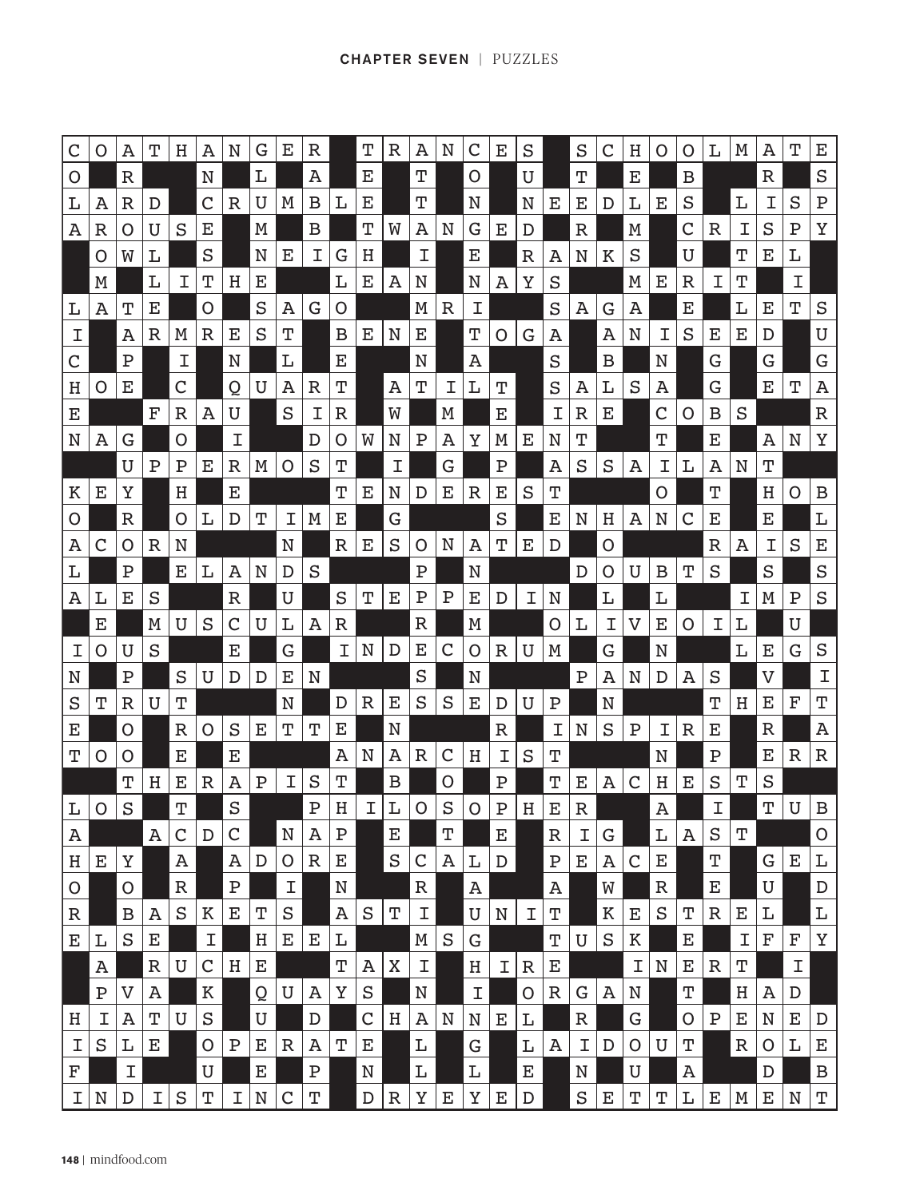| C | O | A | T | H | A | N | G | E | R |  | T | R | A | N | C | E | S |  | S | C | H | O | O | L | M | A | T | E |
|---|---|---|---|---|---|---|---|---|---|---|---|---|---|---|---|---|---|---|---|---|---|---|---|---|---|---|---|---|
| O |  | R |  |  | N |  | L |  | A |  | E |  | T |  | O |  | U |  | T |  | E |  | B |  |  | R |  | S |
| L | A | R | D |  | C | R | U | M | B | L | E |  | T |  | N |  | N | E | E | D | L | E | S |  | L | I | S | P |
| A | R | O | U | S | E |  | M |  | B |  | T | W | A | N | G | E | D |  | R |  | M |  | C | R | I | S | P | Y |
|  | O | W | L |  | S |  | N | E | I | G | H |  | I |  | E |  | R | A | N | K | S |  | U |  | T | E | L |  |
|  | M |  | L | I | T | H | E |  |  | L | E | A | N |  | N | A | Y | S |  |  | M | E | R | I | T |  | I |  |
| L | A | T | E |  | O |  | S | A | G | O |  |  | M | R | I |  |  | S | A | G | A |  | E |  | L | E | T | S |
| I |  | A | R | M | R | E | S | T |  | B | E | N | E |  | T | O | G | A |  | A | N | I | S | E | E | D |  | U |
| C |  | P |  | I |  | N |  | L |  | E |  |  | N |  | A |  |  | S |  | B |  | N |  | G |  | G |  | G |
| H | O | E |  | C |  | Q | U | A | R | T |  | A | T | I | L | T |  | S | A | L | S | A |  | G |  | E | T | A |
| E |  |  | F | R | A | U |  | S | I | R |  | W |  | M |  | E |  | I | R | E |  | C | O | B | S |  |  | R |
| N | A | G |  | O |  | I |  |  | D | O | W | N | P | A | Y | M | E | N | T |  |  | T |  | E |  | A | N | Y |
|  |  | U | P | P | E | R | M | O | S | T |  | I |  | G |  | P |  | A | S | S | A | I | L | A | N | T |  |  |
| K | E | Y |  | H |  | E |  |  |  | T | E | N | D | E | R | E | S | T |  |  |  | O |  | T |  | H | O | B |
| O |  | R |  | O | L | D | T | I | M | E |  | G |  |  |  | S |  | E | N | H | A | N | C | E |  | E |  | L |
| A | C | O | R | N |  |  |  | N |  | R | E | S | O | N | A | T | E | D |  | O |  |  |  | R | A | I | S | E |
| L |  | P |  | E | L | A | N | D | S |  |  |  | P |  | N |  |  |  | D | O | U | B | T | S |  | S |  | S |
| A | L | E | S |  |  | R |  | U |  | S | T | E | P | P | E | D | I | N |  | L |  | L |  |  | I | M | P | S |
|  | E |  | M | U | S | C | U | L | A | R |  |  | R |  | M |  |  | O | L | I | V | E | O | I | L |  | U |  |
| I | O | U | S |  |  | E |  | G |  | I | N | D | E | C | O | R | U | M |  | G |  | N |  |  | L | E | G | S |
| N |  | P |  | S | U | D | D | E | N |  |  |  | S |  | N |  |  |  | P | A | N | D | A | S |  | V |  | I |
| S | T | R | U | T |  |  |  | N |  | D | R | E | S | S | E | D | U | P |  | N |  |  |  | T | H | E | F | T |
| E |  | O |  | R | O | S | E | T | T | E |  | N |  |  |  | R |  | I | N | S | P | I | R | E |  | R |  | A |
| T | O | O |  | E |  | E |  |  |  | A | N | A | R | C | H | I | S | T |  |  |  | N |  | P |  | E | R | R |
|  |  | T | H | E | R | A | P | I | S | T |  | B |  | O |  | P |  | T | E | A | C | H | E | S | T | S |  |  |
| L | O | S |  | T |  | S |  |  | P | H | I | L | O | S | O | P | H | E | R |  |  | A |  | I |  | T | U | B |
| A |  |  | A | C | D | C |  | N | A | P |  | E |  | T |  | E |  | R | I | G |  | L | A | S | T |  |  | O |
| H | E | Y |  | A |  | A | D | O | R | E |  | S | C | A | L | D |  | P | E | A | C | E |  | T |  | G | E | L |
| O |  | O |  | R |  | P |  | I |  | N |  |  | R |  | A |  |  | A |  | W |  | R |  | E |  | U |  | D |
| R |  | B | A | S | K | E | T | S |  | A | S | T | I |  | U | N | I | T |  | K | E | S | T | R | E | L |  | L |
| E | L | S | E |  | I |  | H | E | E | L |  |  | M | S | G |  |  | T | U | S | K |  | E |  | I | F | F | Y |
|  | A |  | R | U | C | H | E |  |  | T | A | X | I |  | H | I | R | E |  |  | I | N | E | R | T |  | I |  |
|  | P | V | A |  | K |  | Q | U | A | Y | S |  | N |  | I |  | O | R | G | A | N |  | T |  | H | A | D |  |
| H | I | A | T | U | S |  | U |  | D |  | C | H | A | N | N | E | L |  | R |  | G |  | O | P | E | N | E | D |
| I | S | L | E |  | O | P | E | R | A | T | E |  | L |  | G |  | L | A | I | D | O | U | T |  | R | O | L | E |
| F |  | I |  |  | U |  | E |  | P |  | N |  | L |  | L |  | E |  | N |  | U |  | A |  |  | D |  | B |
| I | N | D | I | S | T | I | N | C | T |  | D | R | Y | E | Y | E | D |  | S | E | T | T | L | E | M | E | N | T |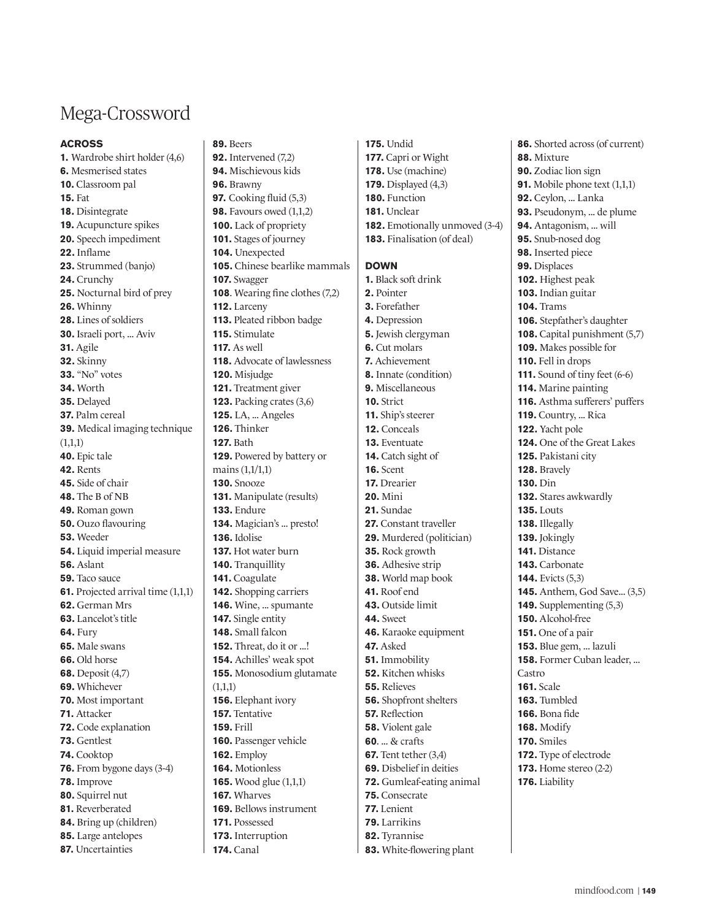# Mega-Crossword

**ACROSS**

**1.** Wardrobe shirt holder (4,6)
**6.** Mesmerised states
**10.** Classroom pal
**15.** Fat
**18.** Disintegrate
**19.** Acupuncture spikes
**20.** Speech impediment
**22.** Inflame
**23.** Strummed (banjo)
**24.** Crunchy
**25.** Nocturnal bird of prey
**26.** Whinny
**28.** Lines of soldiers
**30.** Israeli port, ... Aviv
**31.** Agile
**32.** Skinny
**33.** "No" votes
**34.** Worth
**35.** Delayed
**37.** Palm cereal
**39.** Medical imaging technique (1,1,1)
**40.** Epic tale
**42.** Rents
**45.** Side of chair
**48.** The B of NB
**49.** Roman gown
**50.** Ouzo flavouring
**53.** Weeder
**54.** Liquid imperial measure
**56.** Aslant
**59.** Taco sauce
**61.** Projected arrival time (1,1,1)
**62.** German Mrs
**63.** Lancelot's title
**64.** Fury
**65.** Male swans
**66.** Old horse
**68.** Deposit (4,7)
**69.** Whichever
**70.** Most important
**71.** Attacker
**72.** Code explanation
**73.** Gentlest
**74.** Cooktop
**76.** From bygone days (3-4)
**78.** Improve
**80.** Squirrel nut
**81.** Reverberated
**84.** Bring up (children)
**85.** Large antelopes
**87.** Uncertainties
**89.** Beers
**92.** Intervened (7,2)
**94.** Mischievous kids
**96.** Brawny
**97.** Cooking fluid (5,3)
**98.** Favours owed (1,1,2)
**100.** Lack of propriety
**101.** Stages of journey
**104.** Unexpected
**105.** Chinese bearlike mammals
**107.** Swagger
**108**. Wearing fine clothes (7,2)
**112.** Larceny
**113.** Pleated ribbon badge
**115.** Stimulate
**117.** As well
**118.** Advocate of lawlessness
**120.** Misjudge
**121.** Treatment giver
**123.** Packing crates (3,6)
**125.** LA, ... Angeles
**126.** Thinker
**127.** Bath
**129.** Powered by battery or mains (1,1/1,1)
**130.** Snooze
**131.** Manipulate (results)
**133.** Endure
**134.** Magician's ... presto!
**136.** Idolise
**137.** Hot water burn
**140.** Tranquillity
**141.** Coagulate
**142.** Shopping carriers
**146.** Wine, ... spumante
**147.** Single entity
**148.** Small falcon
**152.** Threat, do it or ...!
**154.** Achilles' weak spot
**155.** Monosodium glutamate (1,1,1)
**156.** Elephant ivory
**157.** Tentative
**159.** Frill
**160.** Passenger vehicle
**162.** Employ
**164.** Motionless
**165.** Wood glue (1,1,1)
**167.** Wharves
**169.** Bellows instrument
**171.** Possessed
**173.** Interruption
**174.** Canal
**175.** Undid
**177.** Capri or Wight
**178.** Use (machine)
**179.** Displayed (4,3)
**180.** Function
**181.** Unclear
**182.** Emotionally unmoved (3-4)
**183.** Finalisation (of deal)

**DOWN**

**1.** Black soft drink
**2.** Pointer
**3.** Forefather
**4.** Depression
**5.** Jewish clergyman
**6.** Cut molars
**7.** Achievement
**8.** Innate (condition)
**9.** Miscellaneous
**10.** Strict
**11.** Ship's steerer
**12.** Conceals
**13.** Eventuate
**14.** Catch sight of
**16.** Scent
**17.** Drearier
**20.** Mini
**21.** Sundae
**27.** Constant traveller
**29.** Murdered (politician)
**35.** Rock growth
**36.** Adhesive strip
**38.** World map book
**41.** Roof end
**43.** Outside limit
**44.** Sweet
**46.** Karaoke equipment
**47.** Asked
**51.** Immobility
**52.** Kitchen whisks
**55.** Relieves
**56.** Shopfront shelters
**57.** Reflection
**58.** Violent gale
**60**. ... & crafts
**67.** Tent tether (3,4)
**69.** Disbelief in deities
**72.** Gumleaf-eating animal
**75.** Consecrate
**77.** Lenient
**79.** Larrikins
**82.** Tyrannise
**83.** White-flowering plant
**86.** Shorted across (of current)
**88.** Mixture
**90.** Zodiac lion sign
**91.** Mobile phone text (1,1,1)
**92.** Ceylon, ... Lanka
**93.** Pseudonym, ... de plume
**94.** Antagonism, ... will
**95.** Snub-nosed dog
**98.** Inserted piece
**99.** Displaces
**102.** Highest peak
**103.** Indian guitar
**104.** Trams
**106.** Stepfather's daughter
**108.** Capital punishment (5,7)
**109.** Makes possible for
**110.** Fell in drops
**111.** Sound of tiny feet (6-6)
**114.** Marine painting
**116.** Asthma sufferers' puffers
**119.** Country, ... Rica
**122.** Yacht pole
**124.** One of the Great Lakes
**125.** Pakistani city
**128.** Bravely
**130.** Din
**132.** Stares awkwardly
**135.** Louts
**138.** Illegally
**139.** Jokingly
**141.** Distance
**143.** Carbonate
**144.** Evicts (5,3)
**145.** Anthem, God Save... (3,5)
**149.** Supplementing (5,3)
**150.** Alcohol-free
**151.** One of a pair
**153.** Blue gem, ... lazuli
**158.** Former Cuban leader, ... Castro
**161.** Scale
**163.** Tumbled
**166.** Bona fide
**168.** Modify
**170.** Smiles
**172.** Type of electrode
**173.** Home stereo (2-2)
**176.** Liability